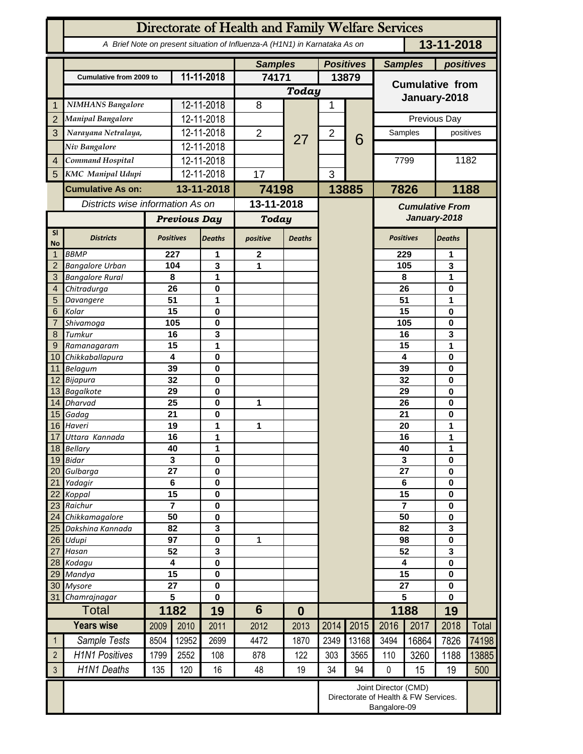# Directorate of Health and Family Welfare Services

*A Brief Note on present situation of Influenza-A (H1N1) in Karnataka As on* **13-11-2018**

| | | | Samples | | Positives | | Samples | positives |
|---|---|---|---|---|---|---|---|---|
| | Cumulative from 2009 to | 11-11-2018 | 74171 | | 13879 | | Cumulative from January-2018 | |
| | | | Today | | | | | |
| 1 | NIMHANS Bangalore | 12-11-2018 | 8 | 27 | 1 | 6 | | |
| 2 | Manipal Bangalore | 12-11-2018 | | | | | Previous Day | |
| 3 | Narayana Netralaya, | 12-11-2018 | 2 | | 2 | | Samples | positives |
| | Niv Bangalore | 12-11-2018 | | | | | | |
| 4 | Command Hospital | 12-11-2018 | | | | | 7799 | 1182 |
| 5 | KMC Manipal Udupi | 12-11-2018 | 17 | | 3 | | | |
| | **Cumulative As on:** | **13-11-2018** | **74198** | | **13885** | | **7826** | **1188** |

| Sl No | Districts | Previous Day Positives | Previous Day Deaths | Today positive | Today Deaths | Cumulative From January-2018 Positives | Cumulative From January-2018 Deaths |
|---|---|---|---|---|---|---|---|
| 1 | BBMP | 227 | 1 | 2 | | 229 | 1 |
| 2 | Bangalore Urban | 104 | 3 | 1 | | 105 | 3 |
| 3 | Bangalore Rural | 8 | 1 | | | 8 | 1 |
| 4 | Chitradurga | 26 | 0 | | | 26 | 0 |
| 5 | Davangere | 51 | 1 | | | 51 | 1 |
| 6 | Kolar | 15 | 0 | | | 15 | 0 |
| 7 | Shivamoga | 105 | 0 | | | 105 | 0 |
| 8 | Tumkur | 16 | 3 | | | 16 | 3 |
| 9 | Ramanagaram | 15 | 1 | | | 15 | 1 |
| 10 | Chikkaballapura | 4 | 0 | | | 4 | 0 |
| 11 | Belagum | 39 | 0 | | | 39 | 0 |
| 12 | Bijapura | 32 | 0 | | | 32 | 0 |
| 13 | Bagalkote | 29 | 0 | | | 29 | 0 |
| 14 | Dharvad | 25 | 0 | 1 | | 26 | 0 |
| 15 | Gadag | 21 | 0 | | | 21 | 0 |
| 16 | Haveri | 19 | 1 | 1 | | 20 | 1 |
| 17 | Uttara Kannada | 16 | 1 | | | 16 | 1 |
| 18 | Bellary | 40 | 1 | | | 40 | 1 |
| 19 | Bidar | 3 | 0 | | | 3 | 0 |
| 20 | Gulbarga | 27 | 0 | | | 27 | 0 |
| 21 | Yadagir | 6 | 0 | | | 6 | 0 |
| 22 | Koppal | 15 | 0 | | | 15 | 0 |
| 23 | Raichur | 7 | 0 | | | 7 | 0 |
| 24 | Chikkamagalore | 50 | 0 | | | 50 | 0 |
| 25 | Dakshina Kannada | 82 | 3 | | | 82 | 3 |
| 26 | Udupi | 97 | 0 | 1 | | 98 | 0 |
| 27 | Hasan | 52 | 3 | | | 52 | 3 |
| 28 | Kodagu | 4 | 0 | | | 4 | 0 |
| 29 | Mandya | 15 | 0 | | | 15 | 0 |
| 30 | Mysore | 27 | 0 | | | 27 | 0 |
| 31 | Chamrajnagar | 5 | 0 | | | 5 | 0 |
| | **Total** | **1182** | **19** | **6** | **0** | **1188** | **19** |

| | Years wise | 2009 | 2010 | 2011 | 2012 | 2013 | 2014 | 2015 | 2016 | 2017 | 2018 | Total |
|---|---|---|---|---|---|---|---|---|---|---|---|---|
| 1 | Sample Tests | 8504 | 12952 | 2699 | 4472 | 1870 | 2349 | 13168 | 3494 | 16864 | 7826 | 74198 |
| 2 | H1N1 Positives | 1799 | 2552 | 108 | 878 | 122 | 303 | 3565 | 110 | 3260 | 1188 | 13885 |
| 3 | H1N1 Deaths | 135 | 120 | 16 | 48 | 19 | 34 | 94 | 0 | 15 | 19 | 500 |

Joint Director (CMD)
Directorate of Health & FW Services.
Bangalore-09